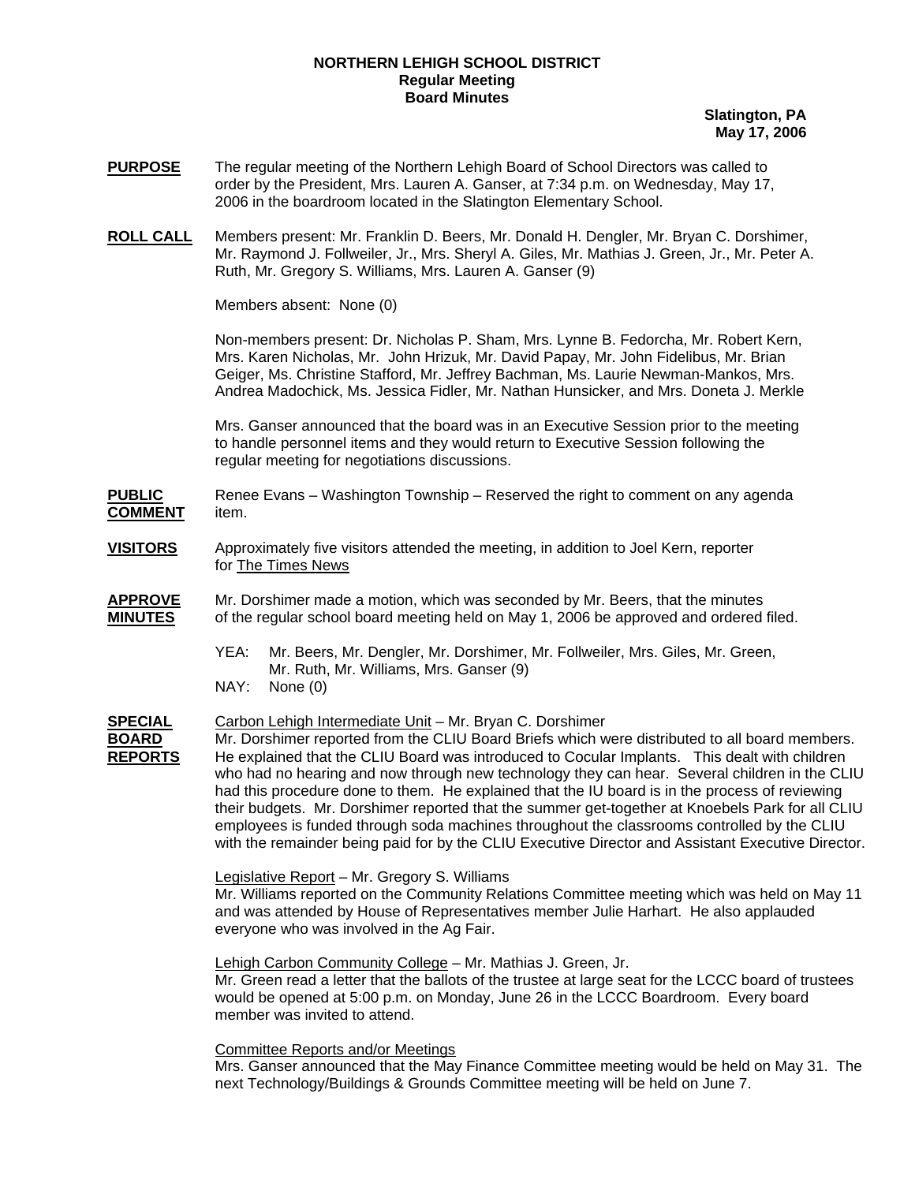**NORTHERN LEHIGH SCHOOL DISTRICT**
**Regular Meeting**
**Board Minutes**

**Slatington, PA**
**May 17, 2006**

**PURPOSE** The regular meeting of the Northern Lehigh Board of School Directors was called to order by the President, Mrs. Lauren A. Ganser, at 7:34 p.m. on Wednesday, May 17, 2006 in the boardroom located in the Slatington Elementary School.

**ROLL CALL** Members present: Mr. Franklin D. Beers, Mr. Donald H. Dengler, Mr. Bryan C. Dorshimer, Mr. Raymond J. Follweiler, Jr., Mrs. Sheryl A. Giles, Mr. Mathias J. Green, Jr., Mr. Peter A. Ruth, Mr. Gregory S. Williams, Mrs. Lauren A. Ganser (9)

Members absent: None (0)

Non-members present: Dr. Nicholas P. Sham, Mrs. Lynne B. Fedorcha, Mr. Robert Kern, Mrs. Karen Nicholas, Mr. John Hrizuk, Mr. David Papay, Mr. John Fidelibus, Mr. Brian Geiger, Ms. Christine Stafford, Mr. Jeffrey Bachman, Ms. Laurie Newman-Mankos, Mrs. Andrea Madochick, Ms. Jessica Fidler, Mr. Nathan Hunsicker, and Mrs. Doneta J. Merkle

Mrs. Ganser announced that the board was in an Executive Session prior to the meeting to handle personnel items and they would return to Executive Session following the regular meeting for negotiations discussions.

**PUBLIC COMMENT** Renee Evans – Washington Township – Reserved the right to comment on any agenda item.

**VISITORS** Approximately five visitors attended the meeting, in addition to Joel Kern, reporter for The Times News

**APPROVE MINUTES** Mr. Dorshimer made a motion, which was seconded by Mr. Beers, that the minutes of the regular school board meeting held on May 1, 2006 be approved and ordered filed.

YEA: Mr. Beers, Mr. Dengler, Mr. Dorshimer, Mr. Follweiler, Mrs. Giles, Mr. Green, Mr. Ruth, Mr. Williams, Mrs. Ganser (9)
NAY: None (0)

**SPECIAL BOARD REPORTS** Carbon Lehigh Intermediate Unit – Mr. Bryan C. Dorshimer
Mr. Dorshimer reported from the CLIU Board Briefs which were distributed to all board members. He explained that the CLIU Board was introduced to Cocular Implants. This dealt with children who had no hearing and now through new technology they can hear. Several children in the CLIU had this procedure done to them. He explained that the IU board is in the process of reviewing their budgets. Mr. Dorshimer reported that the summer get-together at Knoebels Park for all CLIU employees is funded through soda machines throughout the classrooms controlled by the CLIU with the remainder being paid for by the CLIU Executive Director and Assistant Executive Director.

Legislative Report – Mr. Gregory S. Williams
Mr. Williams reported on the Community Relations Committee meeting which was held on May 11 and was attended by House of Representatives member Julie Harhart. He also applauded everyone who was involved in the Ag Fair.

Lehigh Carbon Community College – Mr. Mathias J. Green, Jr.
Mr. Green read a letter that the ballots of the trustee at large seat for the LCCC board of trustees would be opened at 5:00 p.m. on Monday, June 26 in the LCCC Boardroom. Every board member was invited to attend.

Committee Reports and/or Meetings
Mrs. Ganser announced that the May Finance Committee meeting would be held on May 31. The next Technology/Buildings & Grounds Committee meeting will be held on June 7.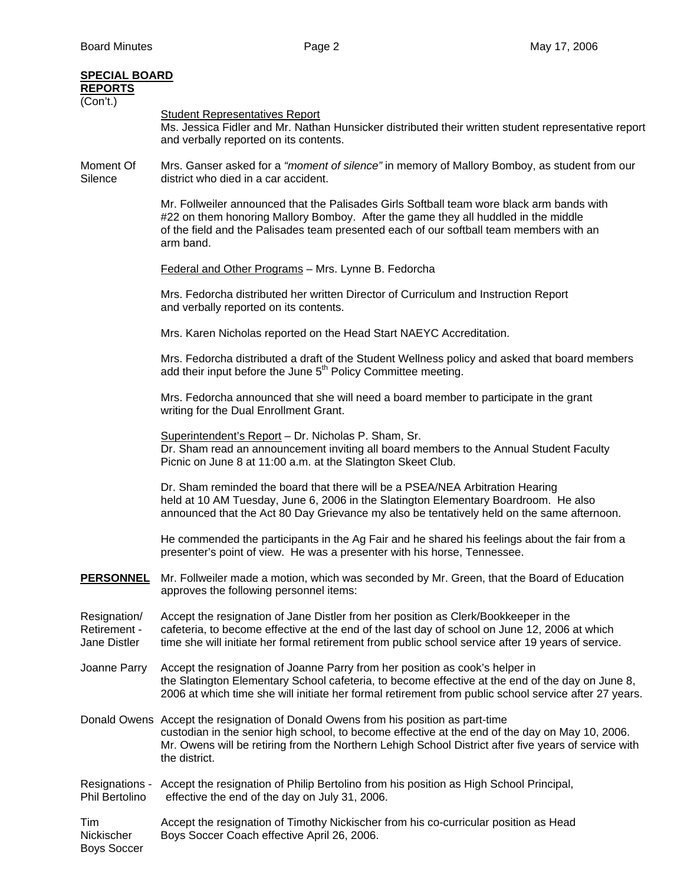**SPECIAL BOARD REPORTS**
(Con't.)

Student Representatives Report
Ms. Jessica Fidler and Mr. Nathan Hunsicker distributed their written student representative report and verbally reported on its contents.

Moment Of Silence

Mrs. Ganser asked for a *"moment of silence"* in memory of Mallory Bomboy, as student from our district who died in a car accident.

Mr. Follweiler announced that the Palisades Girls Softball team wore black arm bands with #22 on them honoring Mallory Bomboy. After the game they all huddled in the middle of the field and the Palisades team presented each of our softball team members with an arm band.

Federal and Other Programs – Mrs. Lynne B. Fedorcha

Mrs. Fedorcha distributed her written Director of Curriculum and Instruction Report and verbally reported on its contents.

Mrs. Karen Nicholas reported on the Head Start NAEYC Accreditation.

Mrs. Fedorcha distributed a draft of the Student Wellness policy and asked that board members add their input before the June 5th Policy Committee meeting.

Mrs. Fedorcha announced that she will need a board member to participate in the grant writing for the Dual Enrollment Grant.

Superintendent's Report – Dr. Nicholas P. Sham, Sr.
Dr. Sham read an announcement inviting all board members to the Annual Student Faculty Picnic on June 8 at 11:00 a.m. at the Slatington Skeet Club.

Dr. Sham reminded the board that there will be a PSEA/NEA Arbitration Hearing held at 10 AM Tuesday, June 6, 2006 in the Slatington Elementary Boardroom. He also announced that the Act 80 Day Grievance my also be tentatively held on the same afternoon.

He commended the participants in the Ag Fair and he shared his feelings about the fair from a presenter's point of view. He was a presenter with his horse, Tennessee.

**PERSONNEL**

Mr. Follweiler made a motion, which was seconded by Mr. Green, that the Board of Education approves the following personnel items:

Resignation/ Retirement - Jane Distler

Accept the resignation of Jane Distler from her position as Clerk/Bookkeeper in the cafeteria, to become effective at the end of the last day of school on June 12, 2006 at which time she will initiate her formal retirement from public school service after 19 years of service.

Joanne Parry

Accept the resignation of Joanne Parry from her position as cook's helper in the Slatington Elementary School cafeteria, to become effective at the end of the day on June 8, 2006 at which time she will initiate her formal retirement from public school service after 27 years.

Donald Owens

Accept the resignation of Donald Owens from his position as part-time custodian in the senior high school, to become effective at the end of the day on May 10, 2006. Mr. Owens will be retiring from the Northern Lehigh School District after five years of service with the district.

Resignations - Phil Bertolino

Accept the resignation of Philip Bertolino from his position as High School Principal, effective the end of the day on July 31, 2006.

Tim Nickischer Boys Soccer

Accept the resignation of Timothy Nickischer from his co-curricular position as Head Boys Soccer Coach effective April 26, 2006.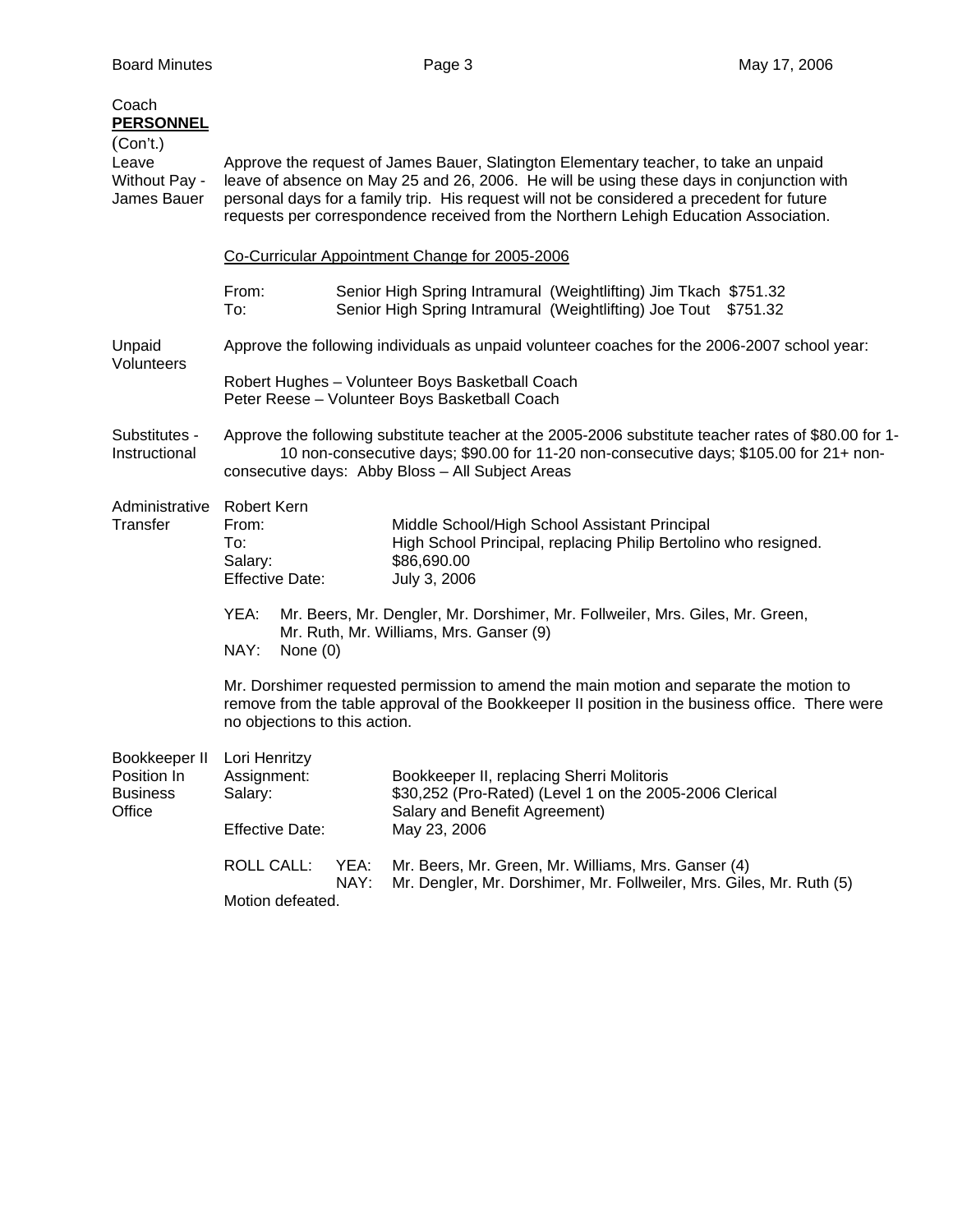Coach

**PERSONNEL**
(Con't.)

**Leave Without Pay - James Bauer**

Approve the request of James Bauer, Slatington Elementary teacher, to take an unpaid leave of absence on May 25 and 26, 2006. He will be using these days in conjunction with personal days for a family trip. His request will not be considered a precedent for future requests per correspondence received from the Northern Lehigh Education Association.

Co-Curricular Appointment Change for 2005-2006

From: Senior High Spring Intramural (Weightlifting) Jim Tkach $751.32
To: Senior High Spring Intramural (Weightlifting) Joe Tout $751.32

**Unpaid Volunteers**

Approve the following individuals as unpaid volunteer coaches for the 2006-2007 school year:

Robert Hughes – Volunteer Boys Basketball Coach
Peter Reese – Volunteer Boys Basketball Coach

**Substitutes - Instructional**

Approve the following substitute teacher at the 2005-2006 substitute teacher rates of $80.00 for 1-10 non-consecutive days; $90.00 for 11-20 non-consecutive days; $105.00 for 21+ non-consecutive days: Abby Bloss – All Subject Areas

**Administrative Transfer**

Robert Kern
From: Middle School/High School Assistant Principal
To: High School Principal, replacing Philip Bertolino who resigned.
Salary: $86,690.00
Effective Date: July 3, 2006

YEA: Mr. Beers, Mr. Dengler, Mr. Dorshimer, Mr. Follweiler, Mrs. Giles, Mr. Green, Mr. Ruth, Mr. Williams, Mrs. Ganser (9)
NAY: None (0)

Mr. Dorshimer requested permission to amend the main motion and separate the motion to remove from the table approval of the Bookkeeper II position in the business office. There were no objections to this action.

**Bookkeeper II Position In Business Office**

Lori Henritzy
Assignment: Bookkeeper II, replacing Sherri Molitoris
Salary: $30,252 (Pro-Rated) (Level 1 on the 2005-2006 Clerical Salary and Benefit Agreement)
Effective Date: May 23, 2006

ROLL CALL: YEA: Mr. Beers, Mr. Green, Mr. Williams, Mrs. Ganser (4)
NAY: Mr. Dengler, Mr. Dorshimer, Mr. Follweiler, Mrs. Giles, Mr. Ruth (5)

Motion defeated.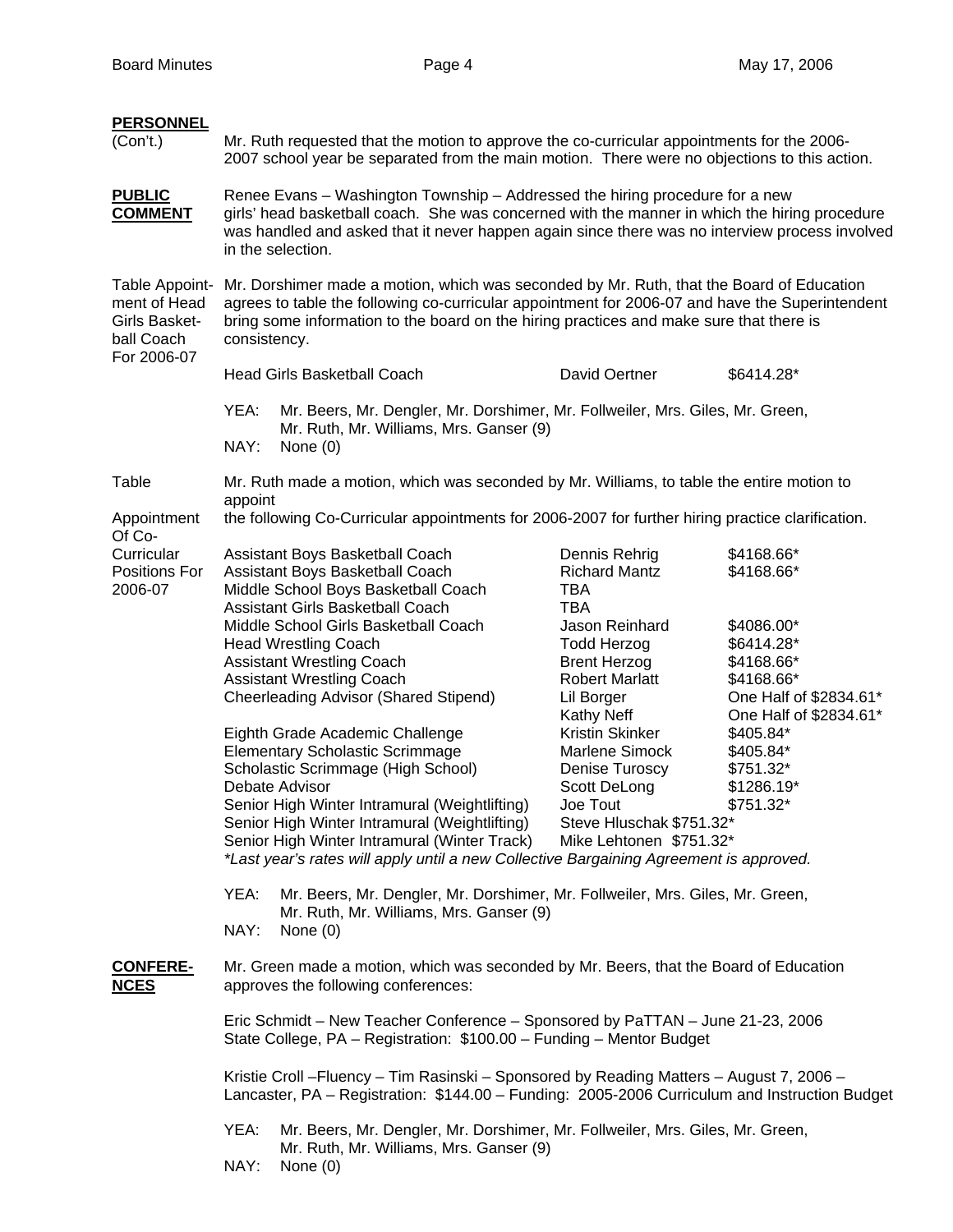**PERSONNEL**
(Con't.)

Mr. Ruth requested that the motion to approve the co-curricular appointments for the 2006-2007 school year be separated from the main motion. There were no objections to this action.

**PUBLIC COMMENT**

Renee Evans – Washington Township – Addressed the hiring procedure for a new girls' head basketball coach. She was concerned with the manner in which the hiring procedure was handled and asked that it never happen again since there was no interview process involved in the selection.

Table Appointment of Head Girls Basketball Coach For 2006-07

Mr. Dorshimer made a motion, which was seconded by Mr. Ruth, that the Board of Education agrees to table the following co-curricular appointment for 2006-07 and have the Superintendent bring some information to the board on the hiring practices and make sure that there is consistency.

| | | |
|---|---|---|
| Head Girls Basketball Coach | David Oertner | $6414.28* |

YEA: Mr. Beers, Mr. Dengler, Mr. Dorshimer, Mr. Follweiler, Mrs. Giles, Mr. Green, Mr. Ruth, Mr. Williams, Mrs. Ganser (9)
NAY: None (0)

Table Appointment Of Co-Curricular Positions For 2006-07

Mr. Ruth made a motion, which was seconded by Mr. Williams, to table the entire motion to appoint the following Co-Curricular appointments for 2006-2007 for further hiring practice clarification.

| | | |
|---|---|---|
| Assistant Boys Basketball Coach | Dennis Rehrig | $4168.66* |
| Assistant Boys Basketball Coach | Richard Mantz | $4168.66* |
| Middle School Boys Basketball Coach | TBA | |
| Assistant Girls Basketball Coach | TBA | |
| Middle School Girls Basketball Coach | Jason Reinhard | $4086.00* |
| Head Wrestling Coach | Todd Herzog | $6414.28* |
| Assistant Wrestling Coach | Brent Herzog | $4168.66* |
| Assistant Wrestling Coach | Robert Marlatt | $4168.66* |
| Cheerleading Advisor (Shared Stipend) | Lil Borger | One Half of $2834.61* |
| | Kathy Neff | One Half of $2834.61* |
| Eighth Grade Academic Challenge | Kristin Skinker | $405.84* |
| Elementary Scholastic Scrimmage | Marlene Simock | $405.84* |
| Scholastic Scrimmage (High School) | Denise Turoscy | $751.32* |
| Debate Advisor | Scott DeLong | $1286.19* |
| Senior High Winter Intramural (Weightlifting) | Joe Tout | $751.32* |
| Senior High Winter Intramural (Weightlifting) | Steve Hluschak | $751.32* |
| Senior High Winter Intramural (Winter Track) | Mike Lehtonen | $751.32* |

*Last year's rates will apply until a new Collective Bargaining Agreement is approved.*

YEA: Mr. Beers, Mr. Dengler, Mr. Dorshimer, Mr. Follweiler, Mrs. Giles, Mr. Green, Mr. Ruth, Mr. Williams, Mrs. Ganser (9)
NAY: None (0)

**CONFERENCES**

Mr. Green made a motion, which was seconded by Mr. Beers, that the Board of Education approves the following conferences:

Eric Schmidt – New Teacher Conference – Sponsored by PaTTAN – June 21-23, 2006 State College, PA – Registration: $100.00 – Funding – Mentor Budget

Kristie Croll –Fluency – Tim Rasinski – Sponsored by Reading Matters – August 7, 2006 – Lancaster, PA – Registration: $144.00 – Funding: 2005-2006 Curriculum and Instruction Budget

YEA: Mr. Beers, Mr. Dengler, Mr. Dorshimer, Mr. Follweiler, Mrs. Giles, Mr. Green, Mr. Ruth, Mr. Williams, Mrs. Ganser (9)
NAY: None (0)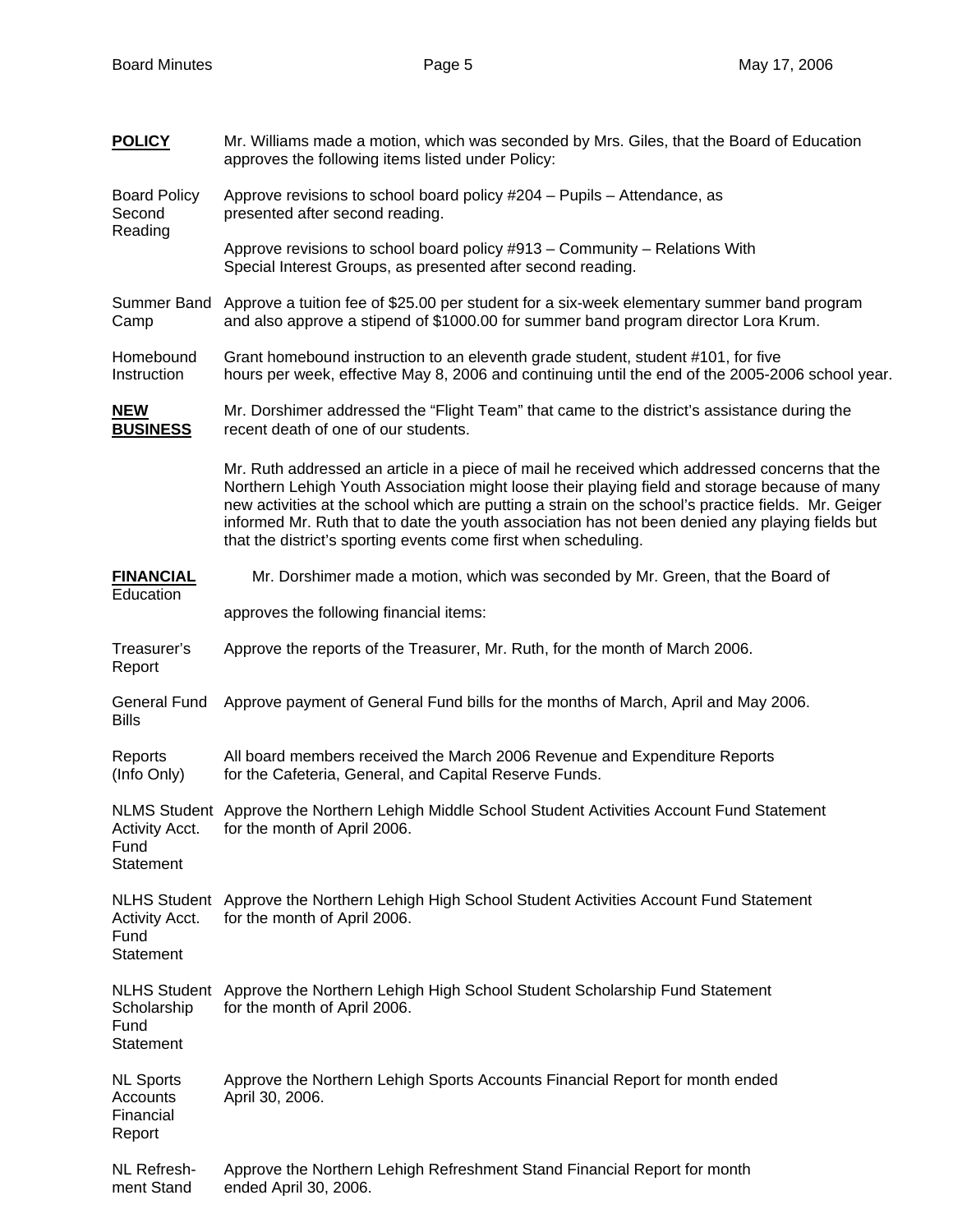**POLICY** Mr. Williams made a motion, which was seconded by Mrs. Giles, that the Board of Education approves the following items listed under Policy:

Board Policy Second Reading

Approve revisions to school board policy #204 – Pupils – Attendance, as presented after second reading.

Approve revisions to school board policy #913 – Community – Relations With Special Interest Groups, as presented after second reading.

Summer Band Camp

Approve a tuition fee of $25.00 per student for a six-week elementary summer band program and also approve a stipend of $1000.00 for summer band program director Lora Krum.

Homebound Instruction

Grant homebound instruction to an eleventh grade student, student #101, for five hours per week, effective May 8, 2006 and continuing until the end of the 2005-2006 school year.

**NEW BUSINESS** Mr. Dorshimer addressed the "Flight Team" that came to the district's assistance during the recent death of one of our students.

Mr. Ruth addressed an article in a piece of mail he received which addressed concerns that the Northern Lehigh Youth Association might loose their playing field and storage because of many new activities at the school which are putting a strain on the school's practice fields. Mr. Geiger informed Mr. Ruth that to date the youth association has not been denied any playing fields but that the district's sporting events come first when scheduling.

**FINANCIAL** Mr. Dorshimer made a motion, which was seconded by Mr. Green, that the Board of Education approves the following financial items:

Treasurer's Report

Approve the reports of the Treasurer, Mr. Ruth, for the month of March 2006.

General Fund Bills

Approve payment of General Fund bills for the months of March, April and May 2006.

Reports (Info Only)

All board members received the March 2006 Revenue and Expenditure Reports for the Cafeteria, General, and Capital Reserve Funds.

NLMS Student Activity Acct. Fund Statement

Approve the Northern Lehigh Middle School Student Activities Account Fund Statement for the month of April 2006.

NLHS Student Activity Acct. Fund Statement

Approve the Northern Lehigh High School Student Activities Account Fund Statement for the month of April 2006.

NLHS Student Scholarship Fund Statement

Approve the Northern Lehigh High School Student Scholarship Fund Statement for the month of April 2006.

NL Sports Accounts Financial Report

Approve the Northern Lehigh Sports Accounts Financial Report for month ended April 30, 2006.

NL Refreshment Stand

Approve the Northern Lehigh Refreshment Stand Financial Report for month ended April 30, 2006.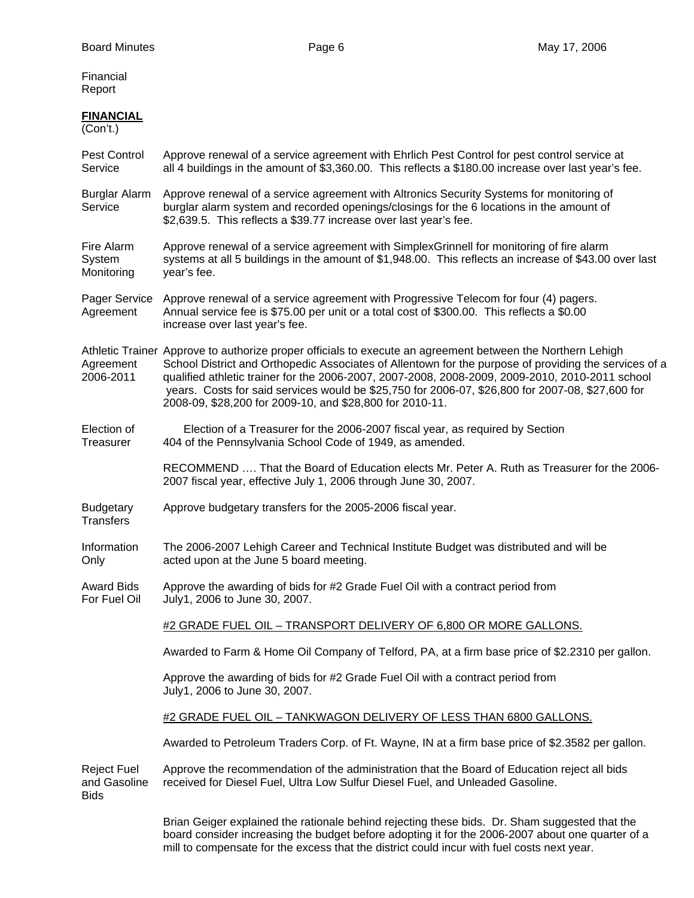Financial
Report

**FINANCIAL**
(Con't.)

Pest Control Service — Approve renewal of a service agreement with Ehrlich Pest Control for pest control service at all 4 buildings in the amount of $3,360.00. This reflects a $180.00 increase over last year's fee.

Burglar Alarm Service — Approve renewal of a service agreement with Altronics Security Systems for monitoring of burglar alarm system and recorded openings/closings for the 6 locations in the amount of $2,639.5. This reflects a $39.77 increase over last year's fee.

Fire Alarm System Monitoring — Approve renewal of a service agreement with SimplexGrinnell for monitoring of fire alarm systems at all 5 buildings in the amount of $1,948.00. This reflects an increase of $43.00 over last year's fee.

Pager Service Agreement — Approve renewal of a service agreement with Progressive Telecom for four (4) pagers. Annual service fee is $75.00 per unit or a total cost of $300.00. This reflects a $0.00 increase over last year's fee.

Athletic Trainer Agreement 2006-2011 — Approve to authorize proper officials to execute an agreement between the Northern Lehigh School District and Orthopedic Associates of Allentown for the purpose of providing the services of a qualified athletic trainer for the 2006-2007, 2007-2008, 2008-2009, 2009-2010, 2010-2011 school years. Costs for said services would be $25,750 for 2006-07, $26,800 for 2007-08, $27,600 for 2008-09, $28,200 for 2009-10, and $28,800 for 2010-11.

Election of Treasurer — Election of a Treasurer for the 2006-2007 fiscal year, as required by Section 404 of the Pennsylvania School Code of 1949, as amended.

RECOMMEND …. That the Board of Education elects Mr. Peter A. Ruth as Treasurer for the 2006-2007 fiscal year, effective July 1, 2006 through June 30, 2007.

Budgetary Transfers — Approve budgetary transfers for the 2005-2006 fiscal year.

Information Only — The 2006-2007 Lehigh Career and Technical Institute Budget was distributed and will be acted upon at the June 5 board meeting.

Award Bids For Fuel Oil — Approve the awarding of bids for #2 Grade Fuel Oil with a contract period from July1, 2006 to June 30, 2007.

#2 GRADE FUEL OIL – TRANSPORT DELIVERY OF 6,800 OR MORE GALLONS.

Awarded to Farm & Home Oil Company of Telford, PA, at a firm base price of $2.2310 per gallon.

Approve the awarding of bids for #2 Grade Fuel Oil with a contract period from July1, 2006 to June 30, 2007.

#2 GRADE FUEL OIL – TANKWAGON DELIVERY OF LESS THAN 6800 GALLONS.

Awarded to Petroleum Traders Corp. of Ft. Wayne, IN at a firm base price of $2.3582 per gallon.

Reject Fuel and Gasoline Bids — Approve the recommendation of the administration that the Board of Education reject all bids received for Diesel Fuel, Ultra Low Sulfur Diesel Fuel, and Unleaded Gasoline.

Brian Geiger explained the rationale behind rejecting these bids. Dr. Sham suggested that the board consider increasing the budget before adopting it for the 2006-2007 about one quarter of a mill to compensate for the excess that the district could incur with fuel costs next year.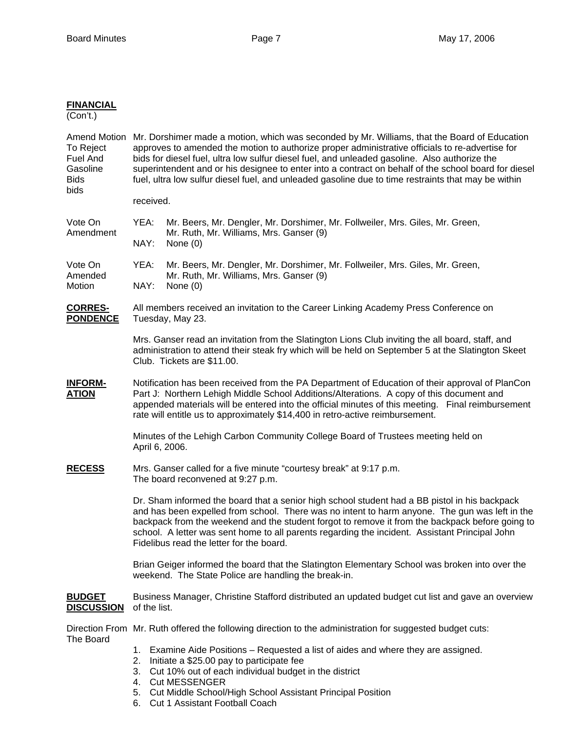**FINANCIAL**
(Con't.)

**Amend Motion To Reject Fuel And Gasoline Bids bids**

Mr. Dorshimer made a motion, which was seconded by Mr. Williams, that the Board of Education approves to amended the motion to authorize proper administrative officials to re-advertise for bids for diesel fuel, ultra low sulfur diesel fuel, and unleaded gasoline. Also authorize the superintendent and or his designee to enter into a contract on behalf of the school board for diesel fuel, ultra low sulfur diesel fuel, and unleaded gasoline due to time restraints that may be within

received.

**Vote On Amendment**

YEA: Mr. Beers, Mr. Dengler, Mr. Dorshimer, Mr. Follweiler, Mrs. Giles, Mr. Green, Mr. Ruth, Mr. Williams, Mrs. Ganser (9)
NAY: None (0)

**Vote On Amended Motion**

YEA: Mr. Beers, Mr. Dengler, Mr. Dorshimer, Mr. Follweiler, Mrs. Giles, Mr. Green, Mr. Ruth, Mr. Williams, Mrs. Ganser (9)
NAY: None (0)

**CORRES-PONDENCE**

All members received an invitation to the Career Linking Academy Press Conference on Tuesday, May 23.

Mrs. Ganser read an invitation from the Slatington Lions Club inviting the all board, staff, and administration to attend their steak fry which will be held on September 5 at the Slatington Skeet Club. Tickets are $11.00.

**INFORM-ATION**

Notification has been received from the PA Department of Education of their approval of PlanCon Part J: Northern Lehigh Middle School Additions/Alterations. A copy of this document and appended materials will be entered into the official minutes of this meeting. Final reimbursement rate will entitle us to approximately $14,400 in retro-active reimbursement.

Minutes of the Lehigh Carbon Community College Board of Trustees meeting held on April 6, 2006.

**RECESS**

Mrs. Ganser called for a five minute "courtesy break" at 9:17 p.m.
The board reconvened at 9:27 p.m.

Dr. Sham informed the board that a senior high school student had a BB pistol in his backpack and has been expelled from school. There was no intent to harm anyone. The gun was left in the backpack from the weekend and the student forgot to remove it from the backpack before going to school. A letter was sent home to all parents regarding the incident. Assistant Principal John Fidelibus read the letter for the board.

Brian Geiger informed the board that the Slatington Elementary School was broken into over the weekend. The State Police are handling the break-in.

**BUDGET DISCUSSION**

Business Manager, Christine Stafford distributed an updated budget cut list and gave an overview of the list.

**Direction From The Board**

Mr. Ruth offered the following direction to the administration for suggested budget cuts:

1. Examine Aide Positions – Requested a list of aides and where they are assigned.
2. Initiate a $25.00 pay to participate fee
3. Cut 10% out of each individual budget in the district
4. Cut MESSENGER
5. Cut Middle School/High School Assistant Principal Position
6. Cut 1 Assistant Football Coach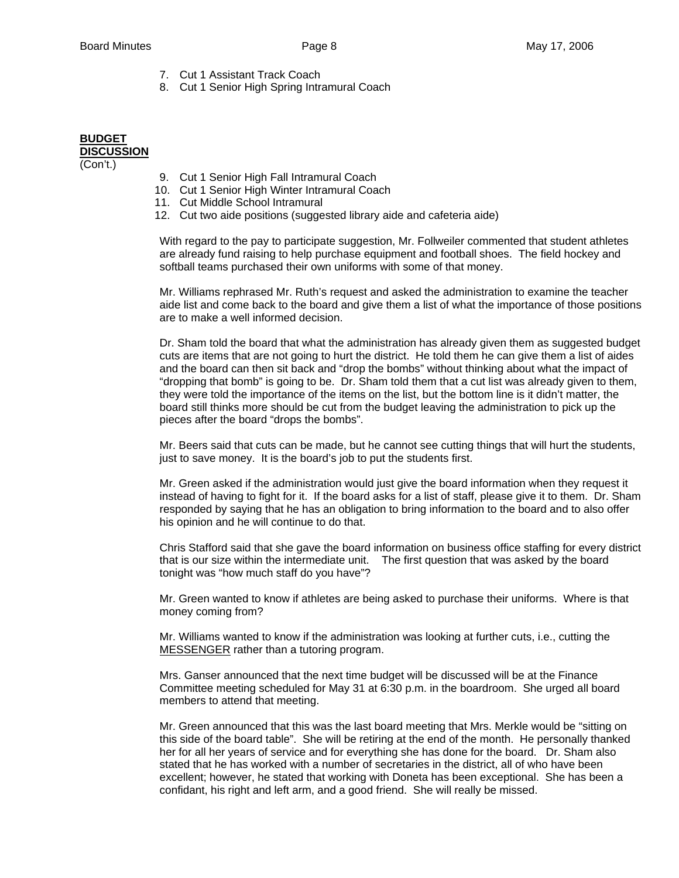7. Cut 1 Assistant Track Coach
8. Cut 1 Senior High Spring Intramural Coach

**BUDGET DISCUSSION**
(Con't.)

9. Cut 1 Senior High Fall Intramural Coach
10. Cut 1 Senior High Winter Intramural Coach
11. Cut Middle School Intramural
12. Cut two aide positions (suggested library aide and cafeteria aide)

With regard to the pay to participate suggestion, Mr. Follweiler commented that student athletes are already fund raising to help purchase equipment and football shoes. The field hockey and softball teams purchased their own uniforms with some of that money.

Mr. Williams rephrased Mr. Ruth's request and asked the administration to examine the teacher aide list and come back to the board and give them a list of what the importance of those positions are to make a well informed decision.

Dr. Sham told the board that what the administration has already given them as suggested budget cuts are items that are not going to hurt the district. He told them he can give them a list of aides and the board can then sit back and "drop the bombs" without thinking about what the impact of "dropping that bomb" is going to be. Dr. Sham told them that a cut list was already given to them, they were told the importance of the items on the list, but the bottom line is it didn't matter, the board still thinks more should be cut from the budget leaving the administration to pick up the pieces after the board "drops the bombs".

Mr. Beers said that cuts can be made, but he cannot see cutting things that will hurt the students, just to save money. It is the board's job to put the students first.

Mr. Green asked if the administration would just give the board information when they request it instead of having to fight for it. If the board asks for a list of staff, please give it to them. Dr. Sham responded by saying that he has an obligation to bring information to the board and to also offer his opinion and he will continue to do that.

Chris Stafford said that she gave the board information on business office staffing for every district that is our size within the intermediate unit. The first question that was asked by the board tonight was "how much staff do you have"?

Mr. Green wanted to know if athletes are being asked to purchase their uniforms. Where is that money coming from?

Mr. Williams wanted to know if the administration was looking at further cuts, i.e., cutting the MESSENGER rather than a tutoring program.

Mrs. Ganser announced that the next time budget will be discussed will be at the Finance Committee meeting scheduled for May 31 at 6:30 p.m. in the boardroom. She urged all board members to attend that meeting.

Mr. Green announced that this was the last board meeting that Mrs. Merkle would be "sitting on this side of the board table". She will be retiring at the end of the month. He personally thanked her for all her years of service and for everything she has done for the board. Dr. Sham also stated that he has worked with a number of secretaries in the district, all of who have been excellent; however, he stated that working with Doneta has been exceptional. She has been a confidant, his right and left arm, and a good friend. She will really be missed.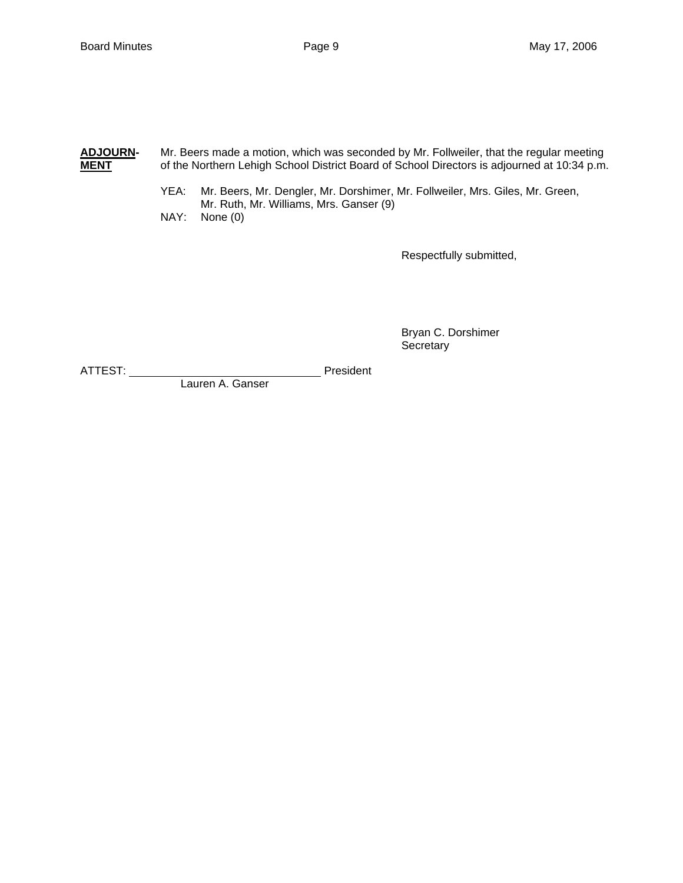**ADJOURNMENT**

Mr. Beers made a motion, which was seconded by Mr. Follweiler, that the regular meeting of the Northern Lehigh School District Board of School Directors is adjourned at 10:34 p.m.

YEA: Mr. Beers, Mr. Dengler, Mr. Dorshimer, Mr. Follweiler, Mrs. Giles, Mr. Green, Mr. Ruth, Mr. Williams, Mrs. Ganser (9)
NAY: None (0)

Respectfully submitted,

Bryan C. Dorshimer
Secretary

ATTEST: ______________________________ President
Lauren A. Ganser